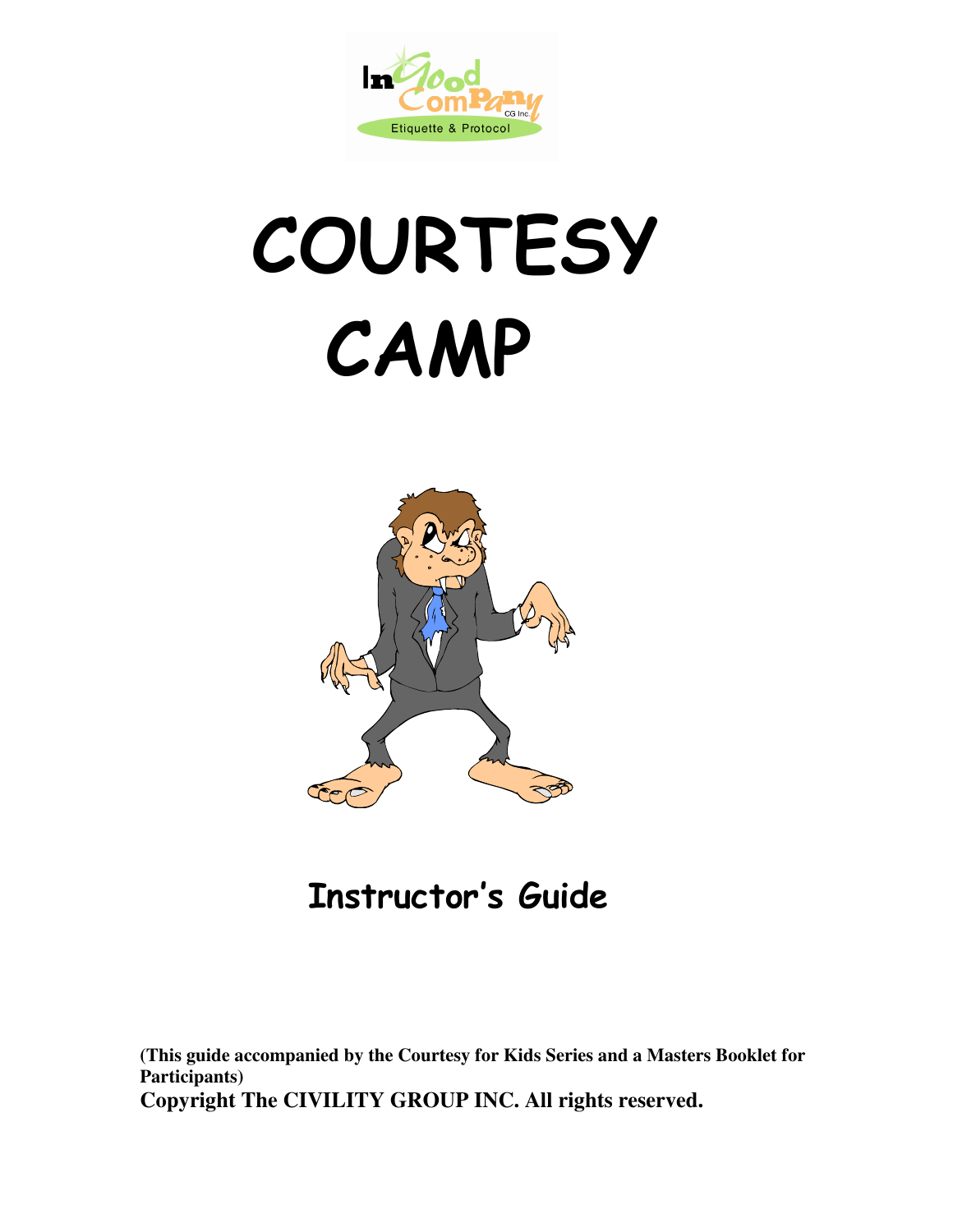# COURTESY CAMP

## Instructor's Guide

**(This guide accompanied by the Courtesy for Kids Series and a Masters Booklet for Participants)**

**Copyright The CIVILITY GROUP INC. All rights reserved.**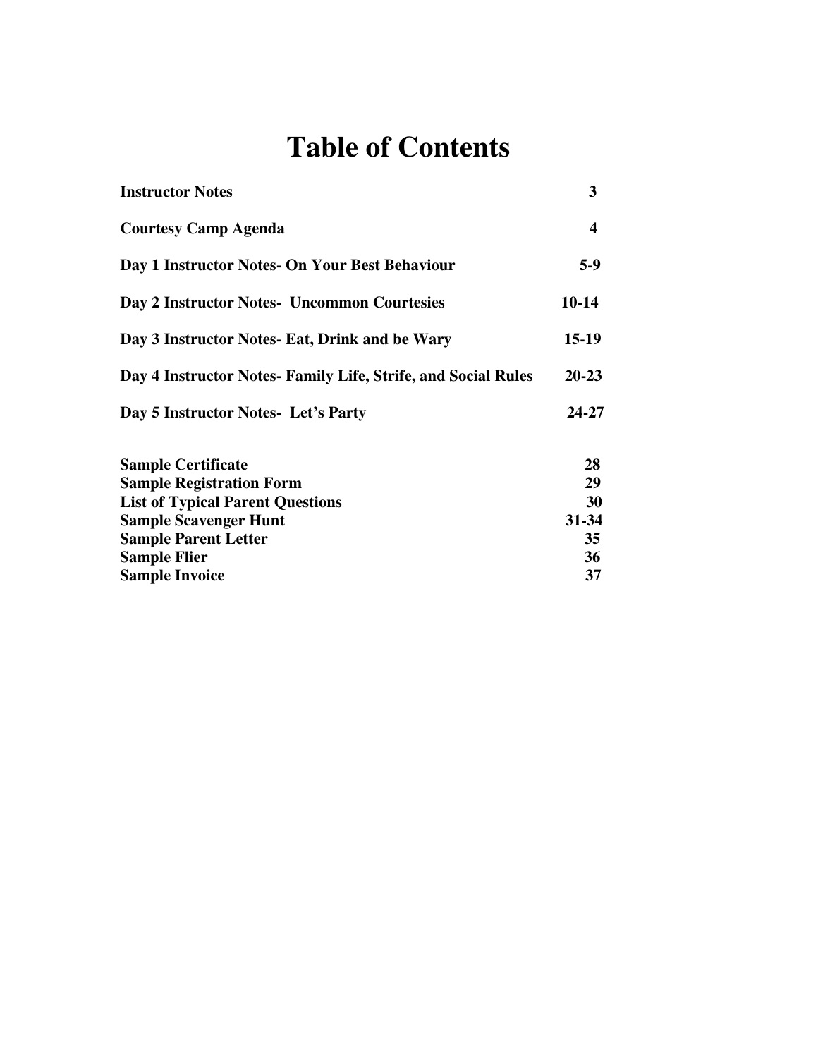# Table of Contents

| | |
|---|---|
| **Instructor Notes** | **3** |
| **Courtesy Camp Agenda** | **4** |
| **Day 1 Instructor Notes- On Your Best Behaviour** | **5-9** |
| **Day 2 Instructor Notes- Uncommon Courtesies** | **10-14** |
| **Day 3 Instructor Notes- Eat, Drink and be Wary** | **15-19** |
| **Day 4 Instructor Notes- Family Life, Strife, and Social Rules** | **20-23** |
| **Day 5 Instructor Notes- Let's Party** | **24-27** |
| **Sample Certificate** | **28** |
| **Sample Registration Form** | **29** |
| **List of Typical Parent Questions** | **30** |
| **Sample Scavenger Hunt** | **31-34** |
| **Sample Parent Letter** | **35** |
| **Sample Flier** | **36** |
| **Sample Invoice** | **37** |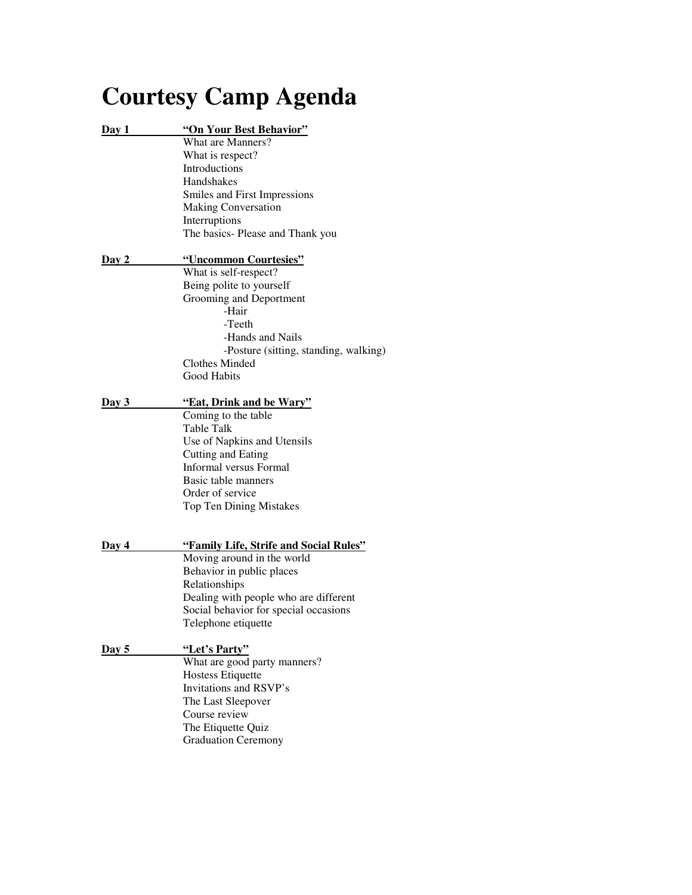# Courtesy Camp Agenda

**Day 1** **"On Your Best Behavior"**

- What are Manners?
- What is respect?
- Introductions
- Handshakes
- Smiles and First Impressions
- Making Conversation
- Interruptions
- The basics- Please and Thank you

**Day 2** **"Uncommon Courtesies"**

- What is self-respect?
- Being polite to yourself
- Grooming and Deportment
  - -Hair
  - -Teeth
  - -Hands and Nails
  - -Posture (sitting, standing, walking)
- Clothes Minded
- Good Habits

**Day 3** **"Eat, Drink and be Wary"**

- Coming to the table
- Table Talk
- Use of Napkins and Utensils
- Cutting and Eating
- Informal versus Formal
- Basic table manners
- Order of service
- Top Ten Dining Mistakes

**Day 4** **"Family Life, Strife and Social Rules"**

- Moving around in the world
- Behavior in public places
- Relationships
- Dealing with people who are different
- Social behavior for special occasions
- Telephone etiquette

**Day 5** **"Let's Party"**

- What are good party manners?
- Hostess Etiquette
- Invitations and RSVP's
- The Last Sleepover
- Course review
- The Etiquette Quiz
- Graduation Ceremony